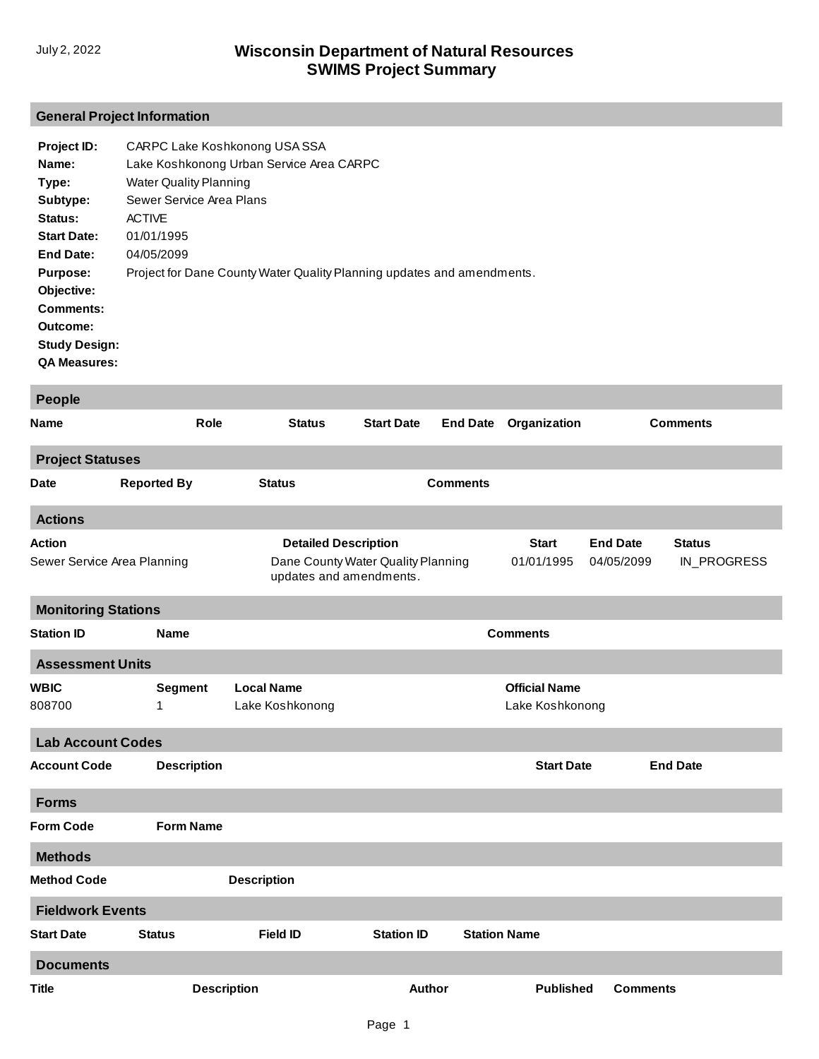July 2, 2022

# Wisconsin Department of Natural Resources
# SWIMS Project Summary

## General Project Information

**Project ID:** CARPC Lake Koshkonong USA SSA
**Name:** Lake Koshkonong Urban Service Area CARPC
**Type:** Water Quality Planning
**Subtype:** Sewer Service Area Plans
**Status:** ACTIVE
**Start Date:** 01/01/1995
**End Date:** 04/05/2099
**Purpose:** Project for Dane County Water Quality Planning updates and amendments.
**Objective:**
**Comments:**
**Outcome:**
**Study Design:**
**QA Measures:**

## People

| Name | Role | Status | Start Date | End Date | Organization | Comments |
|---|---|---|---|---|---|---|

## Project Statuses

| Date | Reported By | Status | Comments |
|---|---|---|---|

## Actions

| Action | Detailed Description | Start | End Date | Status |
|---|---|---|---|---|
| Sewer Service Area Planning | Dane County Water Quality Planning updates and amendments. | 01/01/1995 | 04/05/2099 | IN_PROGRESS |

## Monitoring Stations

| Station ID | Name | Comments |
|---|---|---|

## Assessment Units

| WBIC | Segment | Local Name | Official Name |
|---|---|---|---|
| 808700 | 1 | Lake Koshkonong | Lake Koshkonong |

## Lab Account Codes

| Account Code | Description | Start Date | End Date |
|---|---|---|---|

## Forms

| Form Code | Form Name |
|---|---|

## Methods

| Method Code | Description |
|---|---|

## Fieldwork Events

| Start Date | Status | Field ID | Station ID | Station Name |
|---|---|---|---|---|

## Documents

| Title | Description | Author | Published | Comments |
|---|---|---|---|---|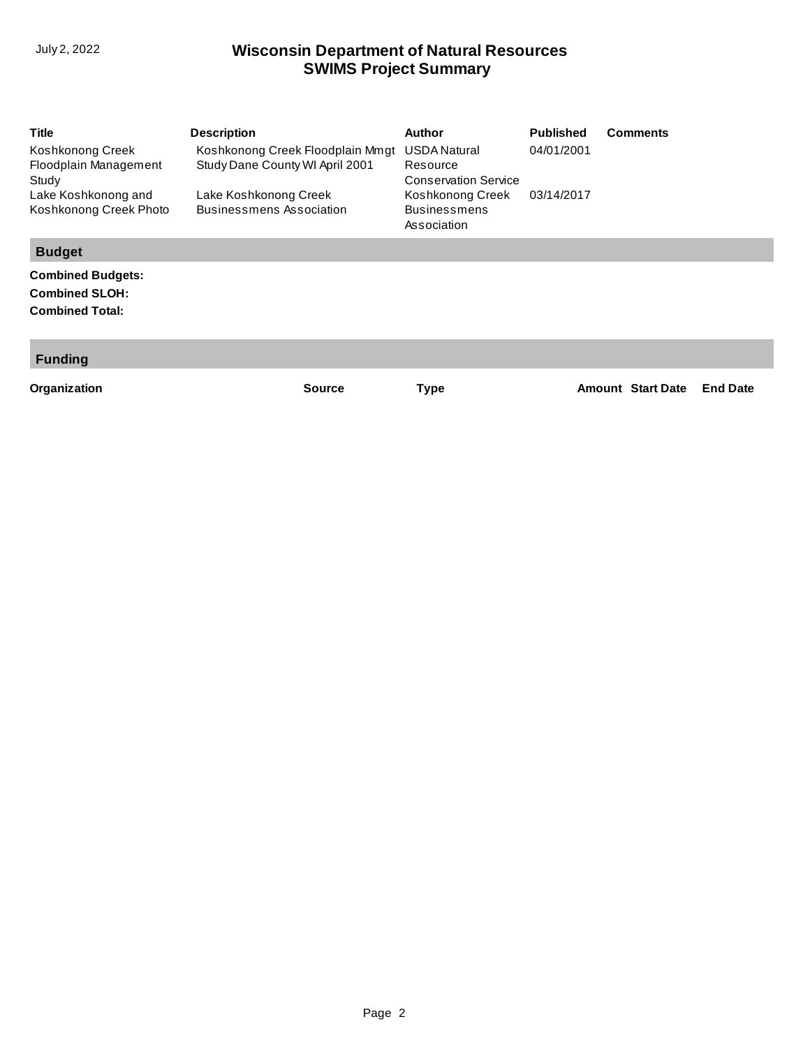| Title | Description | Author | Published | Comments |
| --- | --- | --- | --- | --- |
| Koshkonong Creek Floodplain Management Study | Koshkonong Creek Floodplain Mmgt Study Dane County WI April 2001 | USDA Natural Resource Conservation Service | 04/01/2001 | |
| Lake Koshkonong and Koshkonong Creek Photo | Lake Koshkonong Creek Businessmens Association | Koshkonong Creek Businessmens Association | 03/14/2017 | |

## Budget

**Combined Budgets:**

**Combined SLOH:**

**Combined Total:**

## Funding

| Organization | Source | Type | Amount | Start Date | End Date |
| --- | --- | --- | --- | --- | --- |